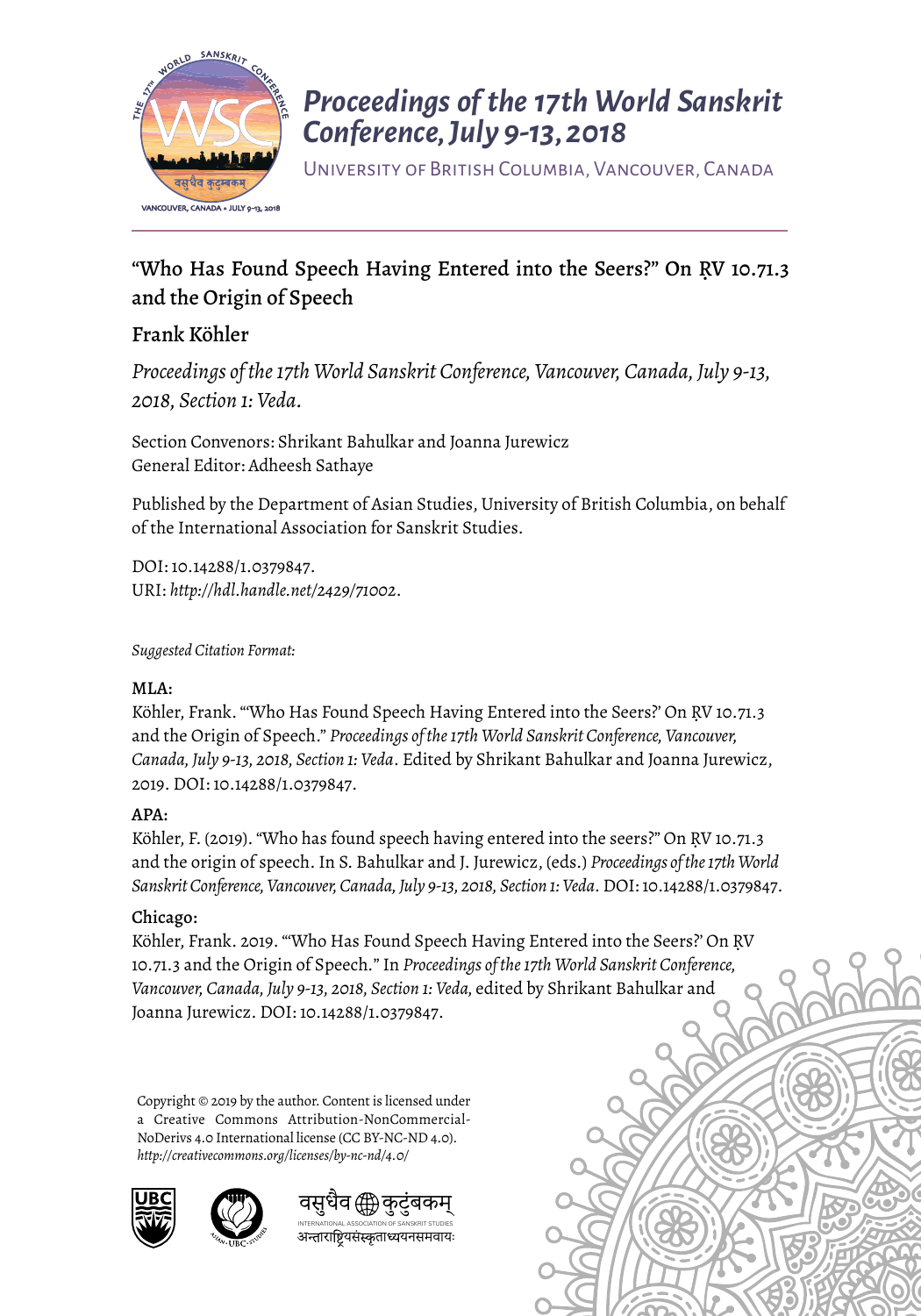# Proceedings of the 17th World Sanskrit Conference, July 9-13, 2018

University of British Columbia, Vancouver, Canada

## "Who Has Found Speech Having Entered into the Seers?" On ṚV 10.71.3 and the Origin of Speech

### Frank Köhler

*Proceedings of the 17th World Sanskrit Conference, Vancouver, Canada, July 9-13, 2018, Section 1: Veda.*

Section Convenors: Shrikant Bahulkar and Joanna Jurewicz
General Editor: Adheesh Sathaye

Published by the Department of Asian Studies, University of British Columbia, on behalf of the International Association for Sanskrit Studies.

DOI: 10.14288/1.0379847.
URI: *http://hdl.handle.net/2429/71002*.

*Suggested Citation Format:*

**MLA:**
Köhler, Frank. "'Who Has Found Speech Having Entered into the Seers?' On ṚV 10.71.3 and the Origin of Speech." *Proceedings of the 17th World Sanskrit Conference, Vancouver, Canada, July 9-13, 2018, Section 1: Veda*. Edited by Shrikant Bahulkar and Joanna Jurewicz, 2019. DOI: 10.14288/1.0379847.

**APA:**
Köhler, F. (2019). "Who has found speech having entered into the seers?" On ṚV 10.71.3 and the origin of speech. In S. Bahulkar and J. Jurewicz, (eds.) *Proceedings of the 17th World Sanskrit Conference, Vancouver, Canada, July 9-13, 2018, Section 1: Veda*. DOI: 10.14288/1.0379847.

**Chicago:**
Köhler, Frank. 2019. "'Who Has Found Speech Having Entered into the Seers?' On ṚV 10.71.3 and the Origin of Speech." In *Proceedings of the 17th World Sanskrit Conference, Vancouver, Canada, July 9-13, 2018, Section 1: Veda,* edited by Shrikant Bahulkar and Joanna Jurewicz. DOI: 10.14288/1.0379847.

Copyright © 2019 by the author. Content is licensed under a Creative Commons Attribution-NonCommercial-NoDerivs 4.0 International license (CC BY-NC-ND 4.0). *http://creativecommons.org/licenses/by-nc-nd/4.0/*

वसुधैव कुटुंबकम्
INTERNATIONAL ASSOCIATION OF SANSKRIT STUDIES
अन्ताराष्ट्रियसंस्कृताध्ययनसमवायः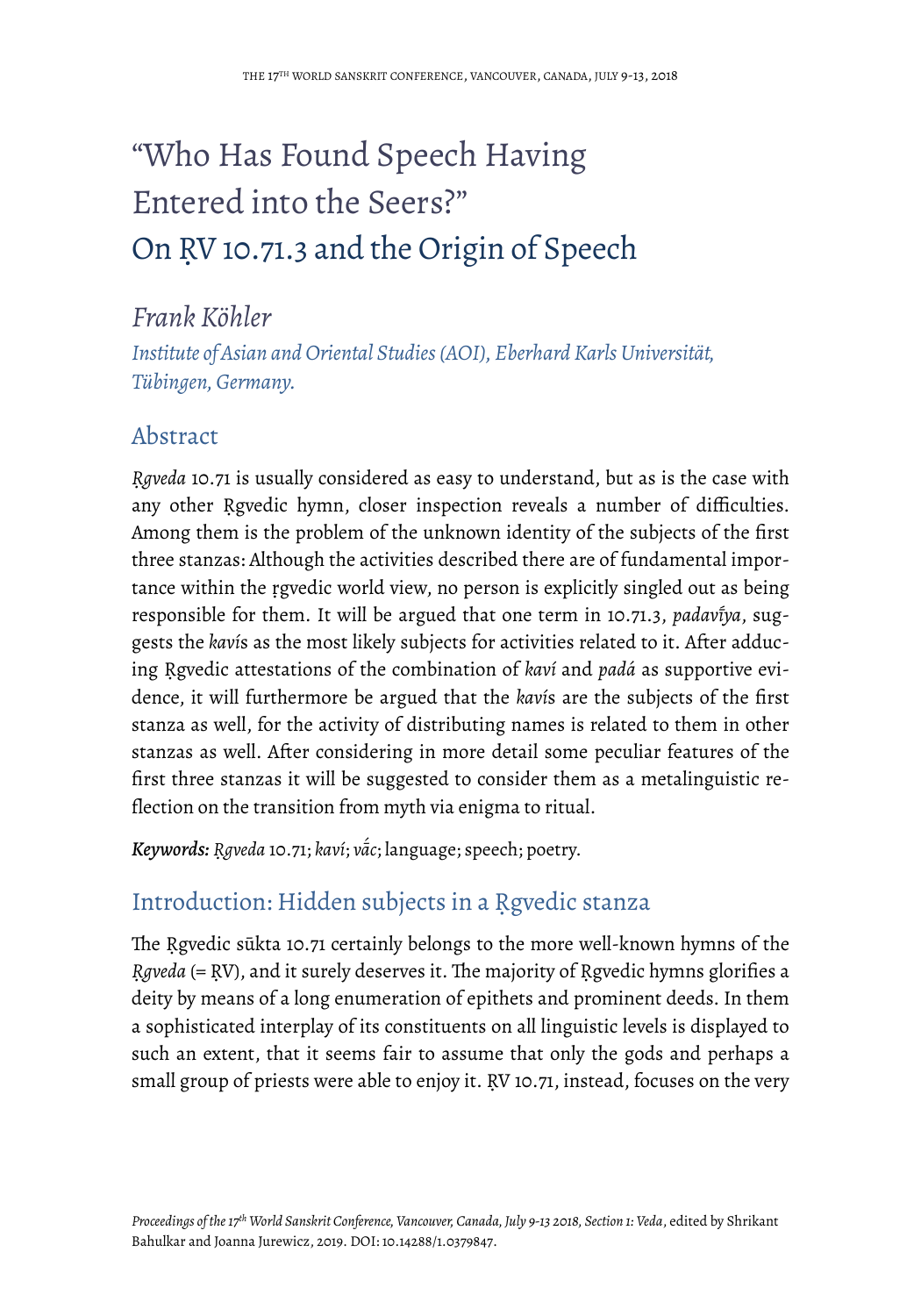# "Who Has Found Speech Having Entered into the Seers?" On ṚV 10.71.3 and the Origin of Speech

*Frank Köhler*

*Institute of Asian and Oriental Studies (AOI), Eberhard Karls Universität, Tübingen, Germany.*

## Abstract

*Ṛgveda* 10.71 is usually considered as easy to understand, but as is the case with any other Ṛgvedic hymn, closer inspection reveals a number of difficulties. Among them is the problem of the unknown identity of the subjects of the first three stanzas: Although the activities described there are of fundamental importance within the ṛgvedic world view, no person is explicitly singled out as being responsible for them. It will be argued that one term in 10.71.3, *padavī́ya*, suggests the *kaví*s as the most likely subjects for activities related to it. After adducing Ṛgvedic attestations of the combination of *kaví* and *padá* as supportive evidence, it will furthermore be argued that the *kaví*s are the subjects of the first stanza as well, for the activity of distributing names is related to them in other stanzas as well. After considering in more detail some peculiar features of the first three stanzas it will be suggested to consider them as a metalinguistic reflection on the transition from myth via enigma to ritual.

***Keywords:*** *Ṛgveda* 10.71; *kaví*; *vā́c*; language; speech; poetry.

## Introduction: Hidden subjects in a Ṛgvedic stanza

The Ṛgvedic sūkta 10.71 certainly belongs to the more well-known hymns of the *Ṛgveda* (= ṚV), and it surely deserves it. The majority of Ṛgvedic hymns glorifies a deity by means of a long enumeration of epithets and prominent deeds. In them a sophisticated interplay of its constituents on all linguistic levels is displayed to such an extent, that it seems fair to assume that only the gods and perhaps a small group of priests were able to enjoy it. ṚV 10.71, instead, focuses on the very

*Proceedings of the 17th World Sanskrit Conference, Vancouver, Canada, July 9-13 2018, Section 1: Veda*, edited by Shrikant Bahulkar and Joanna Jurewicz, 2019. DOI: 10.14288/1.0379847.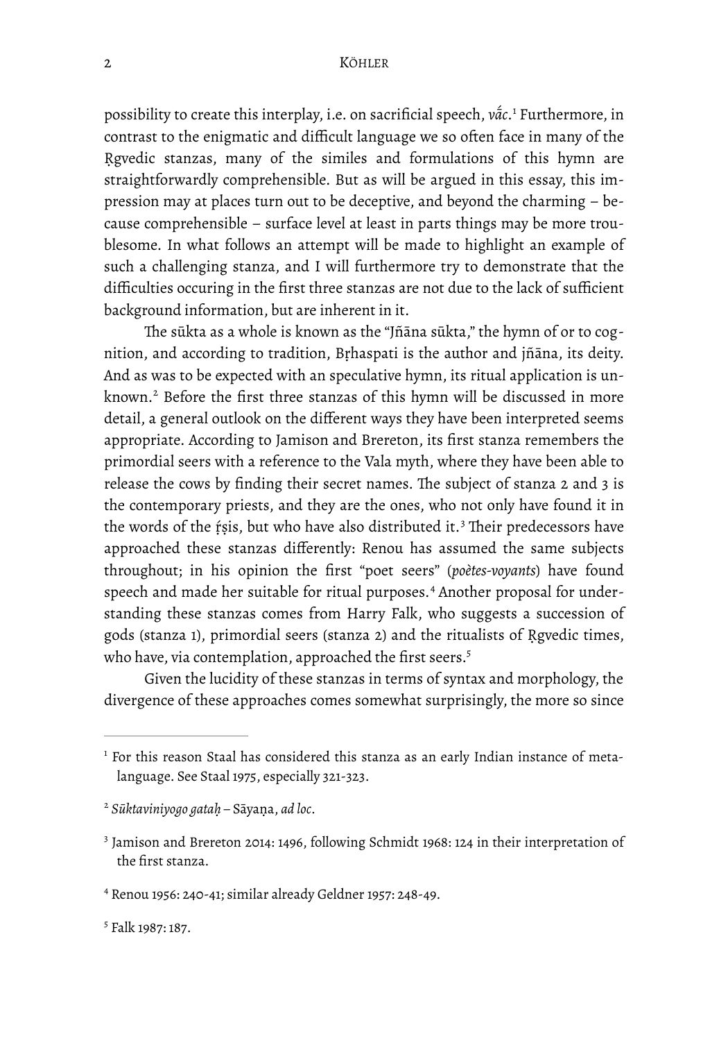possibility to create this interplay, i.e. on sacrificial speech, *vā́c*.[1] Furthermore, in contrast to the enigmatic and difficult language we so often face in many of the Ṛgvedic stanzas, many of the similes and formulations of this hymn are straightforwardly comprehensible. But as will be argued in this essay, this impression may at places turn out to be deceptive, and beyond the charming – because comprehensible – surface level at least in parts things may be more troublesome. In what follows an attempt will be made to highlight an example of such a challenging stanza, and I will furthermore try to demonstrate that the difficulties occuring in the first three stanzas are not due to the lack of sufficient background information, but are inherent in it.

The sūkta as a whole is known as the "Jñāna sūkta," the hymn of or to cognition, and according to tradition, Bṛhaspati is the author and jñāna, its deity. And as was to be expected with an speculative hymn, its ritual application is unknown.[2] Before the first three stanzas of this hymn will be discussed in more detail, a general outlook on the different ways they have been interpreted seems appropriate. According to Jamison and Brereton, its first stanza remembers the primordial seers with a reference to the Vala myth, where they have been able to release the cows by finding their secret names. The subject of stanza 2 and 3 is the contemporary priests, and they are the ones, who not only have found it in the words of the ṛ́ṣis, but who have also distributed it.[3] Their predecessors have approached these stanzas differently: Renou has assumed the same subjects throughout; in his opinion the first "poet seers" (*poètes-voyants*) have found speech and made her suitable for ritual purposes.[4] Another proposal for understanding these stanzas comes from Harry Falk, who suggests a succession of gods (stanza 1), primordial seers (stanza 2) and the ritualists of Ṛgvedic times, who have, via contemplation, approached the first seers.[5]

Given the lucidity of these stanzas in terms of syntax and morphology, the divergence of these approaches comes somewhat surprisingly, the more so since

---

[1] For this reason Staal has considered this stanza as an early Indian instance of metalanguage. See Staal 1975, especially 321-323.

[2] *Sūktaviniyogo gataḥ* – Sāyaṇa, *ad loc*.

[3] Jamison and Brereton 2014: 1496, following Schmidt 1968: 124 in their interpretation of the first stanza.

[4] Renou 1956: 240-41; similar already Geldner 1957: 248-49.

[5] Falk 1987: 187.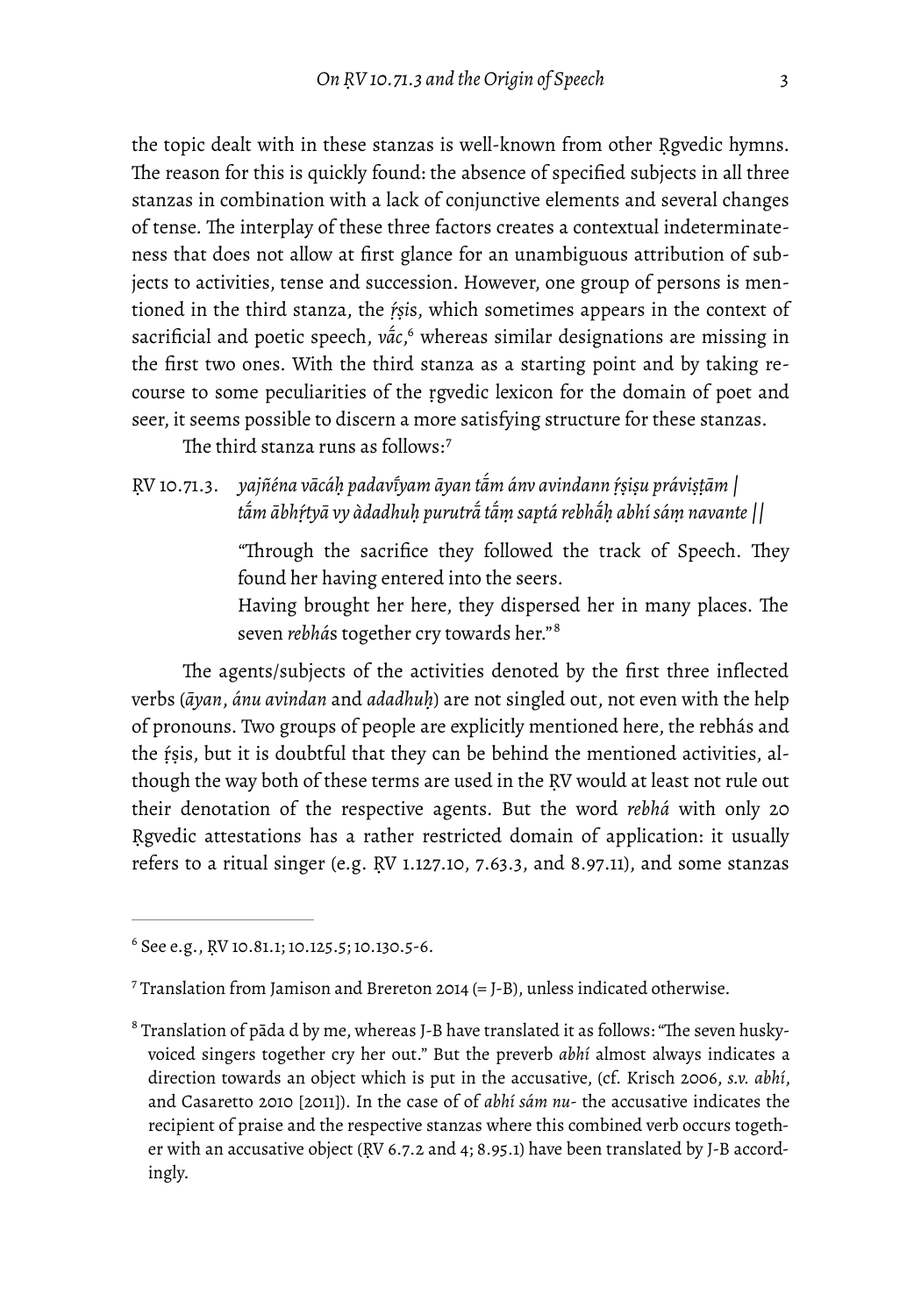the topic dealt with in these stanzas is well-known from other Ṛgvedic hymns. The reason for this is quickly found: the absence of specified subjects in all three stanzas in combination with a lack of conjunctive elements and several changes of tense. The interplay of these three factors creates a contextual indeterminateness that does not allow at first glance for an unambiguous attribution of subjects to activities, tense and succession. However, one group of persons is mentioned in the third stanza, the *ṛ́ṣi*s, which sometimes appears in the context of sacrificial and poetic speech, *vā́c*,[6] whereas similar designations are missing in the first two ones. With the third stanza as a starting point and by taking recourse to some peculiarities of the ṛgvedic lexicon for the domain of poet and seer, it seems possible to discern a more satisfying structure for these stanzas.

The third stanza runs as follows:[7]

ṚV 10.71.3. *yajñéna vācáḥ padavī́yam āyan tā́m ánv avindann ṛ́ṣiṣu práviṣṭām |*
*tā́m ābhṛ́tyā vy àdadhuḥ purutrā́ tā́ṃ saptá rebhā́ḥ abhí sáṃ navante ||*

> "Through the sacrifice they followed the track of Speech. They found her having entered into the seers.
> Having brought her here, they dispersed her in many places. The seven *rebhá*s together cry towards her."[8]

The agents/subjects of the activities denoted by the first three inflected verbs (*āyan*, *ánu avindan* and *adadhuḥ*) are not singled out, not even with the help of pronouns. Two groups of people are explicitly mentioned here, the rebhás and the ṛ́ṣis, but it is doubtful that they can be behind the mentioned activities, although the way both of these terms are used in the ṚV would at least not rule out their denotation of the respective agents. But the word *rebhá* with only 20 Ṛgvedic attestations has a rather restricted domain of application: it usually refers to a ritual singer (e.g. ṚV 1.127.10, 7.63.3, and 8.97.11), and some stanzas

---

[6] See e.g., ṚV 10.81.1; 10.125.5; 10.130.5-6.

[7] Translation from Jamison and Brereton 2014 (= J-B), unless indicated otherwise.

[8] Translation of pāda d by me, whereas J-B have translated it as follows: "The seven husky-voiced singers together cry her out." But the preverb *abhí* almost always indicates a direction towards an object which is put in the accusative, (cf. Krisch 2006, *s.v. abhí*, and Casaretto 2010 [2011]). In the case of of *abhí sám nu-* the accusative indicates the recipient of praise and the respective stanzas where this combined verb occurs together with an accusative object (ṚV 6.7.2 and 4; 8.95.1) have been translated by J-B accordingly.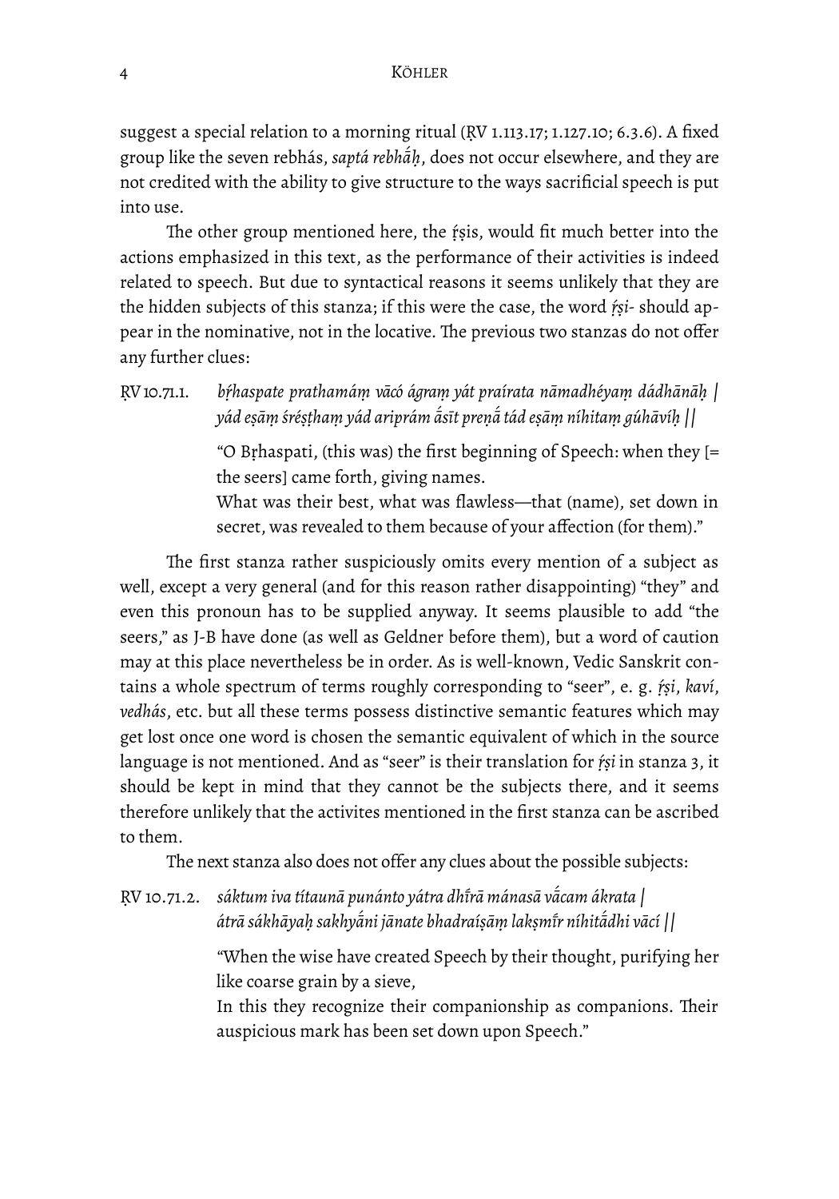suggest a special relation to a morning ritual (ṚV 1.113.17; 1.127.10; 6.3.6). A fixed group like the seven rebhás, *saptá rebhā́ḥ*, does not occur elsewhere, and they are not credited with the ability to give structure to the ways sacrificial speech is put into use.

The other group mentioned here, the ŕ̥ṣis, would fit much better into the actions emphasized in this text, as the performance of their activities is indeed related to speech. But due to syntactical reasons it seems unlikely that they are the hidden subjects of this stanza; if this were the case, the word *ŕ̥ṣi-* should appear in the nominative, not in the locative. The previous two stanzas do not offer any further clues:

ṚV 10.71.1. *bŕ̥haspate prathamáṃ vācó ágraṃ yát praírata nāmadhéyaṃ dádhānāḥ |*
*yád eṣāṃ śréṣṭhaṃ yád ariprám ā́sīt preṇā́ tád eṣāṃ níhitaṃ gúhāvíḥ ||*

> "O Bṛhaspati, (this was) the first beginning of Speech: when they [= the seers] came forth, giving names.
> What was their best, what was flawless—that (name), set down in secret, was revealed to them because of your affection (for them)."

The first stanza rather suspiciously omits every mention of a subject as well, except a very general (and for this reason rather disappointing) "they" and even this pronoun has to be supplied anyway. It seems plausible to add "the seers," as J-B have done (as well as Geldner before them), but a word of caution may at this place nevertheless be in order. As is well-known, Vedic Sanskrit contains a whole spectrum of terms roughly corresponding to "seer", e. g. *ŕ̥ṣi*, *kaví*, *vedhás*, etc. but all these terms possess distinctive semantic features which may get lost once one word is chosen the semantic equivalent of which in the source language is not mentioned. And as "seer" is their translation for *ŕ̥ṣi* in stanza 3, it should be kept in mind that they cannot be the subjects there, and it seems therefore unlikely that the activites mentioned in the first stanza can be ascribed to them.

The next stanza also does not offer any clues about the possible subjects:

ṚV 10.71.2. *sáktum iva títaunā punánto yátra dhī́rā mánasā vā́cam ákrata |*
*átrā sákhāyaḥ sakhyā́ni jānate bhadraíṣāṃ lakṣmī́r níhitā́dhi vācí ||*

> "When the wise have created Speech by their thought, purifying her like coarse grain by a sieve,
> In this they recognize their companionship as companions. Their auspicious mark has been set down upon Speech."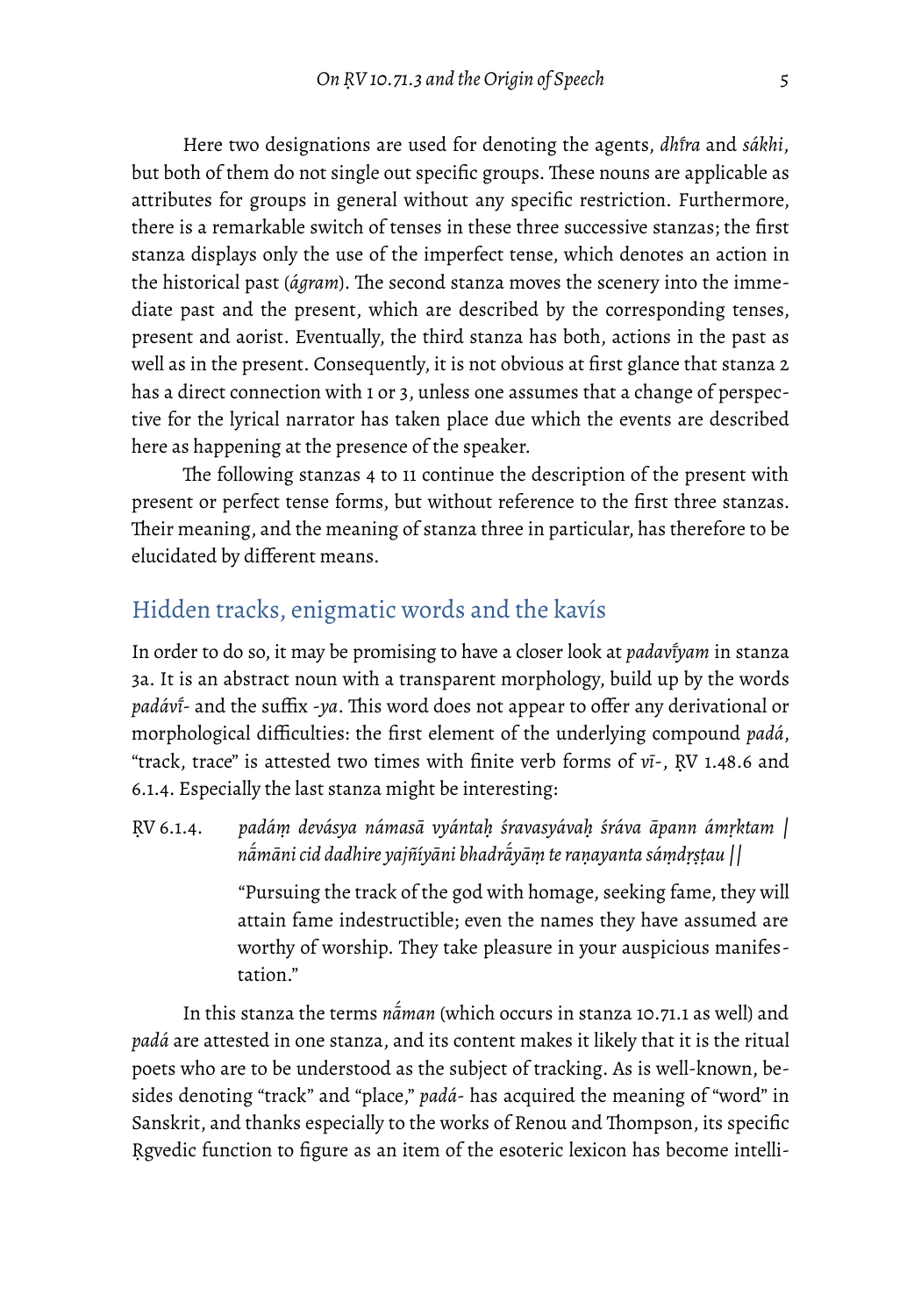Here two designations are used for denoting the agents, *dhī́ra* and *sákhi*, but both of them do not single out specific groups. These nouns are applicable as attributes for groups in general without any specific restriction. Furthermore, there is a remarkable switch of tenses in these three successive stanzas; the first stanza displays only the use of the imperfect tense, which denotes an action in the historical past (*ágram*). The second stanza moves the scenery into the immediate past and the present, which are described by the corresponding tenses, present and aorist. Eventually, the third stanza has both, actions in the past as well as in the present. Consequently, it is not obvious at first glance that stanza 2 has a direct connection with 1 or 3, unless one assumes that a change of perspective for the lyrical narrator has taken place due which the events are described here as happening at the presence of the speaker.

The following stanzas 4 to 11 continue the description of the present with present or perfect tense forms, but without reference to the first three stanzas. Their meaning, and the meaning of stanza three in particular, has therefore to be elucidated by different means.

## Hidden tracks, enigmatic words and the kavís

In order to do so, it may be promising to have a closer look at *padavī́yam* in stanza 3a. It is an abstract noun with a transparent morphology, build up by the words *padávī́-* and the suffix *-ya*. This word does not appear to offer any derivational or morphological difficulties: the first element of the underlying compound *padá*, "track, trace" is attested two times with finite verb forms of *vī-*, ṚV 1.48.6 and 6.1.4. Especially the last stanza might be interesting:

ṚV 6.1.4. *padáṃ devásya námasā vyántaḥ śravasyávaḥ śráva āpann ámṛktam | nā́māni cid dadhire yajñíyāni bhadrā́yāṃ te raṇayanta sáṃdṛṣṭau ||*

> "Pursuing the track of the god with homage, seeking fame, they will attain fame indestructible; even the names they have assumed are worthy of worship. They take pleasure in your auspicious manifestation."

In this stanza the terms *nā́man* (which occurs in stanza 10.71.1 as well) and *padá* are attested in one stanza, and its content makes it likely that it is the ritual poets who are to be understood as the subject of tracking. As is well-known, besides denoting "track" and "place," *padá-* has acquired the meaning of "word" in Sanskrit, and thanks especially to the works of Renou and Thompson, its specific Ṛgvedic function to figure as an item of the esoteric lexicon has become intelli-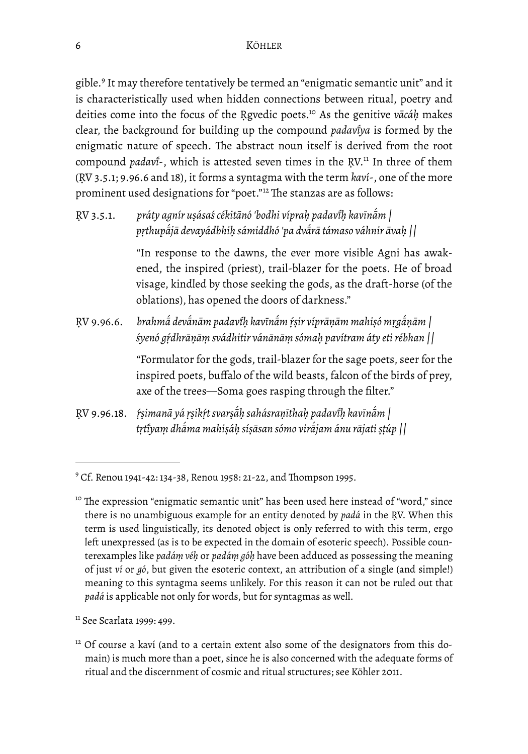gible.[9] It may therefore tentatively be termed an "enigmatic semantic unit" and it is characteristically used when hidden connections between ritual, poetry and deities come into the focus of the Ṛgvedic poets.[10] As the genitive *vācáḥ* makes clear, the background for building up the compound *padavī́ya* is formed by the enigmatic nature of speech. The abstract noun itself is derived from the root compound *padavī́-*, which is attested seven times in the ṚV.[11] In three of them (ṚV 3.5.1; 9.96.6 and 18), it forms a syntagma with the term *kaví-*, one of the more prominent used designations for "poet."[12] The stanzas are as follows:

ṚV 3.5.1. *práty agnír uṣásaś cékitānó 'bodhi vípraḥ padavī́ḥ kavīnā́m | pṛthupā́jā devayádbhiḥ sámiddhó 'pa dvā́rā támaso váhnir āvaḥ ||*

"In response to the dawns, the ever more visible Agni has awakened, the inspired (priest), trail-blazer for the poets. He of broad visage, kindled by those seeking the gods, as the draft-horse (of the oblations), has opened the doors of darkness."

ṚV 9.96.6. *brahmā́ devā́nām padavī́ḥ kavīnā́m ŕ̥ṣir víprāṇām mahiṣó mr̥gā́ṇām | śyenó gŕ̥dhrāṇāṃ svádhitir vánānāṃ sómaḥ pavítram áty eti rébhan ||*

"Formulator for the gods, trail-blazer for the sage poets, seer for the inspired poets, buffalo of the wild beasts, falcon of the birds of prey, axe of the trees—Soma goes rasping through the filter."

ṚV 9.96.18. *ŕ̥ṣimanā yá r̥ṣikŕ̥t svarṣā́ḥ sahásraṇīthaḥ padavī́ḥ kavīnā́m | tr̥tī́yaṃ dhā́ma mahiṣáḥ síṣāsan sómo virā́jam ánu rājati ṣṭúp ||*

---

[9] Cf. Renou 1941-42: 134-38, Renou 1958: 21-22, and Thompson 1995.

[10] The expression "enigmatic semantic unit" has been used here instead of "word," since there is no unambiguous example for an entity denoted by *padá* in the ṚV. When this term is used linguistically, its denoted object is only referred to with this term, ergo left unexpressed (as is to be expected in the domain of esoteric speech). Possible counterexamples like *padáṃ véḥ* or *padáṃ góḥ* have been adduced as possessing the meaning of just *ví* or *gó*, but given the esoteric context, an attribution of a single (and simple!) meaning to this syntagma seems unlikely. For this reason it can not be ruled out that *padá* is applicable not only for words, but for syntagmas as well.

[11] See Scarlata 1999: 499.

[12] Of course a kaví (and to a certain extent also some of the designators from this domain) is much more than a poet, since he is also concerned with the adequate forms of ritual and the discernment of cosmic and ritual structures; see Köhler 2011.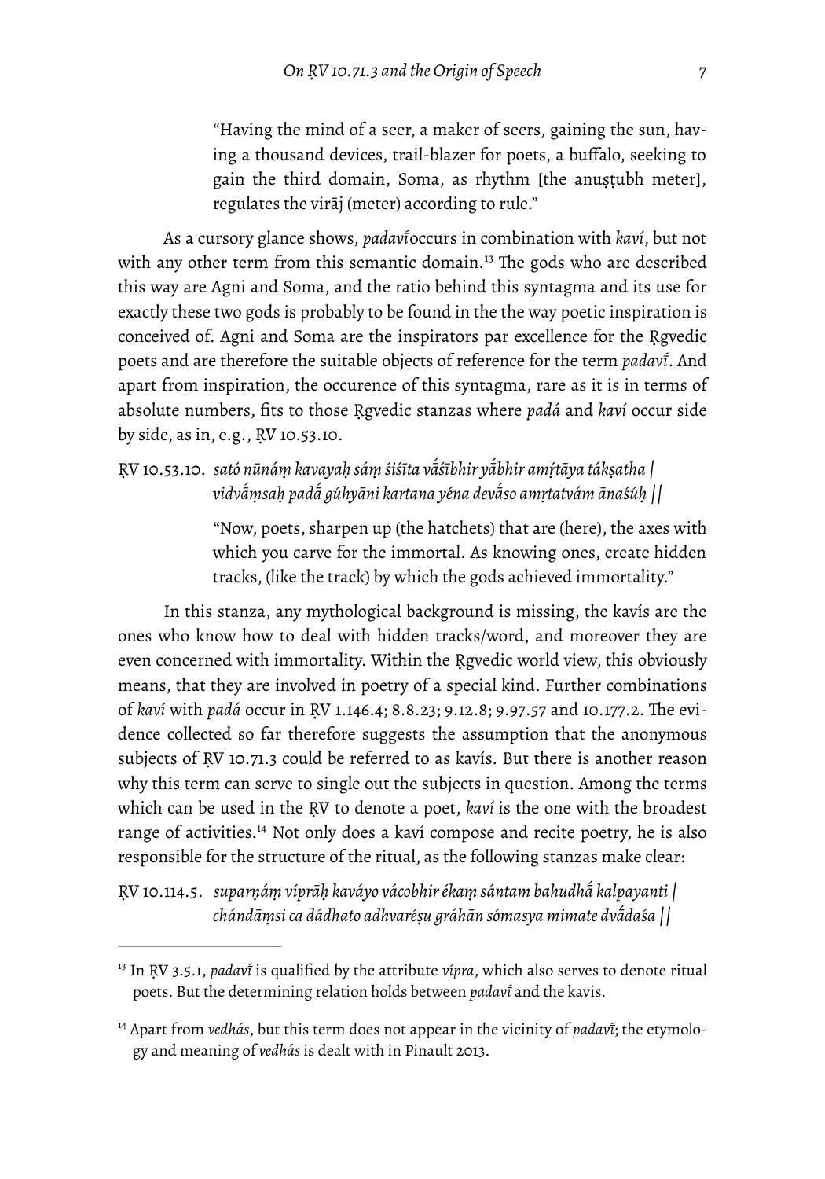"Having the mind of a seer, a maker of seers, gaining the sun, having a thousand devices, trail-blazer for poets, a buffalo, seeking to gain the third domain, Soma, as rhythm [the anuṣṭubh meter], regulates the virāj (meter) according to rule."

As a cursory glance shows, *padavī́*occurs in combination with *kaví*, but not with any other term from this semantic domain.[13] The gods who are described this way are Agni and Soma, and the ratio behind this syntagma and its use for exactly these two gods is probably to be found in the the way poetic inspiration is conceived of. Agni and Soma are the inspirators par excellence for the Ṛgvedic poets and are therefore the suitable objects of reference for the term *padavī́*. And apart from inspiration, the occurence of this syntagma, rare as it is in terms of absolute numbers, fits to those Ṛgvedic stanzas where *padá* and *kaví* occur side by side, as in, e.g., ṚV 10.53.10.

ṚV 10.53.10. *sató nūnáṃ kavayaḥ sáṃ śiśīta vā́śībhir yā́bhir amṛ́tāya tákṣatha |*
*vidvā́ṃsaḥ padā́ gúhyāni kartana yéna devā́so amṛtatvám ānaśúḥ ||*

"Now, poets, sharpen up (the hatchets) that are (here), the axes with which you carve for the immortal. As knowing ones, create hidden tracks, (like the track) by which the gods achieved immortality."

In this stanza, any mythological background is missing, the kavís are the ones who know how to deal with hidden tracks/word, and moreover they are even concerned with immortality. Within the Ṛgvedic world view, this obviously means, that they are involved in poetry of a special kind. Further combinations of *kaví* with *padá* occur in ṚV 1.146.4; 8.8.23; 9.12.8; 9.97.57 and 10.177.2. The evidence collected so far therefore suggests the assumption that the anonymous subjects of ṚV 10.71.3 could be referred to as kavís. But there is another reason why this term can serve to single out the subjects in question. Among the terms which can be used in the ṚV to denote a poet, *kaví* is the one with the broadest range of activities.[14] Not only does a kaví compose and recite poetry, he is also responsible for the structure of the ritual, as the following stanzas make clear:

ṚV 10.114.5. *suparṇáṃ víprāḥ kaváyo vácobhir ékaṃ sántam bahudhā́ kalpayanti |*
*chándāṃsi ca dádhato adhvaréṣu gráhān sómasya mimate dvā́daśa ||*

---

[13] In ṚV 3.5.1, *padavī́* is qualified by the attribute *vípra*, which also serves to denote ritual poets. But the determining relation holds between *padavī́* and the kavis.

[14] Apart from *vedhás*, but this term does not appear in the vicinity of *padavī́*; the etymology and meaning of *vedhás* is dealt with in Pinault 2013.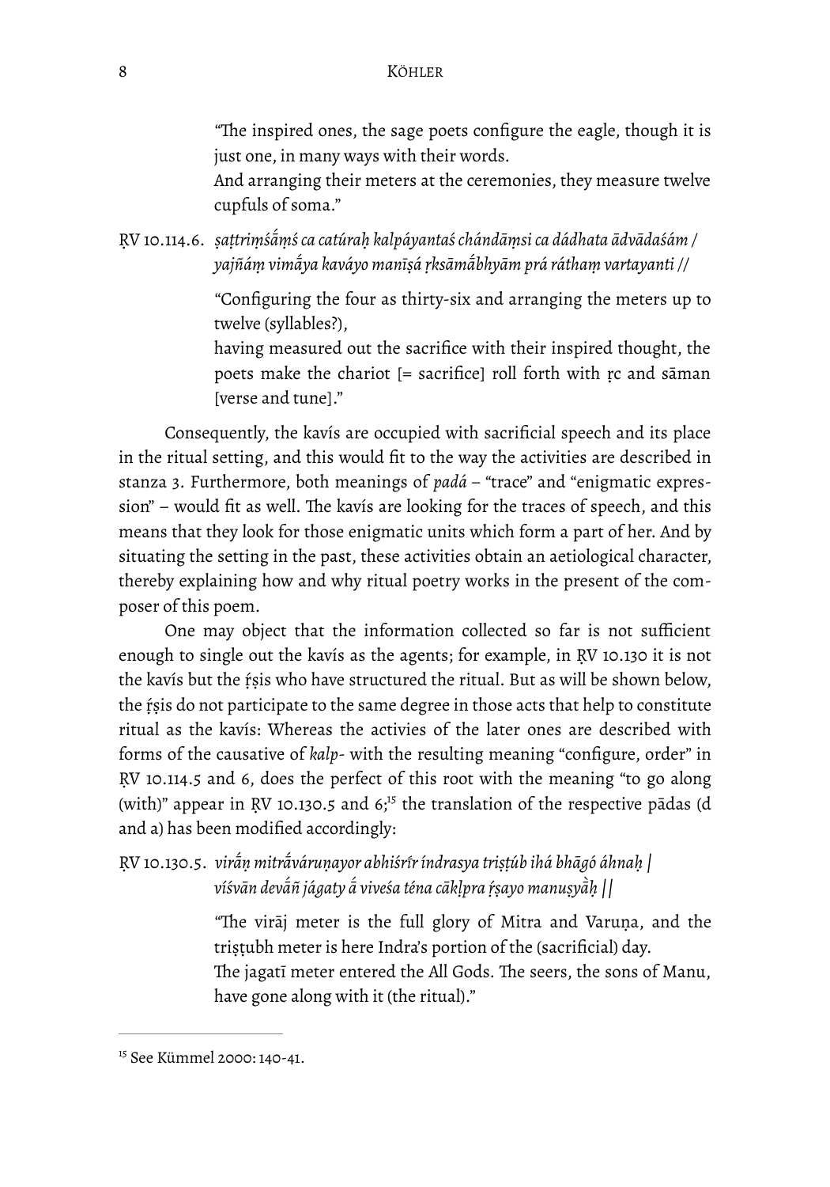"The inspired ones, the sage poets configure the eagle, though it is just one, in many ways with their words.
And arranging their meters at the ceremonies, they measure twelve cupfuls of soma."

ṚV 10.114.6. *ṣaṭtriṃśā́ṃś ca catúraḥ kalpáyantaś chándāṃsi ca dádhata ādvādaśám / yajñáṃ vimā́ya kaváyo manīṣá ṛksāmā́bhyām prá ráthaṃ vartayanti //*

"Configuring the four as thirty-six and arranging the meters up to twelve (syllables?),
having measured out the sacrifice with their inspired thought, the poets make the chariot [= sacrifice] roll forth with ṛc and sāman [verse and tune]."

Consequently, the kavís are occupied with sacrificial speech and its place in the ritual setting, and this would fit to the way the activities are described in stanza 3. Furthermore, both meanings of *padá* – "trace" and "enigmatic expression" – would fit as well. The kavís are looking for the traces of speech, and this means that they look for those enigmatic units which form a part of her. And by situating the setting in the past, these activities obtain an aetiological character, thereby explaining how and why ritual poetry works in the present of the composer of this poem.

One may object that the information collected so far is not sufficient enough to single out the kavís as the agents; for example, in ṚV 10.130 it is not the kavís but the ṛ́ṣis who have structured the ritual. But as will be shown below, the ṛ́ṣis do not participate to the same degree in those acts that help to constitute ritual as the kavís: Whereas the activies of the later ones are described with forms of the causative of *kalp-* with the resulting meaning "configure, order" in ṚV 10.114.5 and 6, does the perfect of this root with the meaning "to go along (with)" appear in ṚV 10.130.5 and 6;[15] the translation of the respective pādas (d and a) has been modified accordingly:

ṚV 10.130.5. *virā́ṇ mitrā́váruṇayor abhiśrī́r índrasya triṣṭúb ihá bhāgó áhnaḥ | víśvān devā́ñ jágaty ā́ viveśa téna cāklpra ṛ́ṣayo manuṣyā̀ḥ ||*

"The virāj meter is the full glory of Mitra and Varuṇa, and the triṣṭubh meter is here Indra's portion of the (sacrificial) day.
The jagatī meter entered the All Gods. The seers, the sons of Manu, have gone along with it (the ritual)."

[15] See Kümmel 2000: 140-41.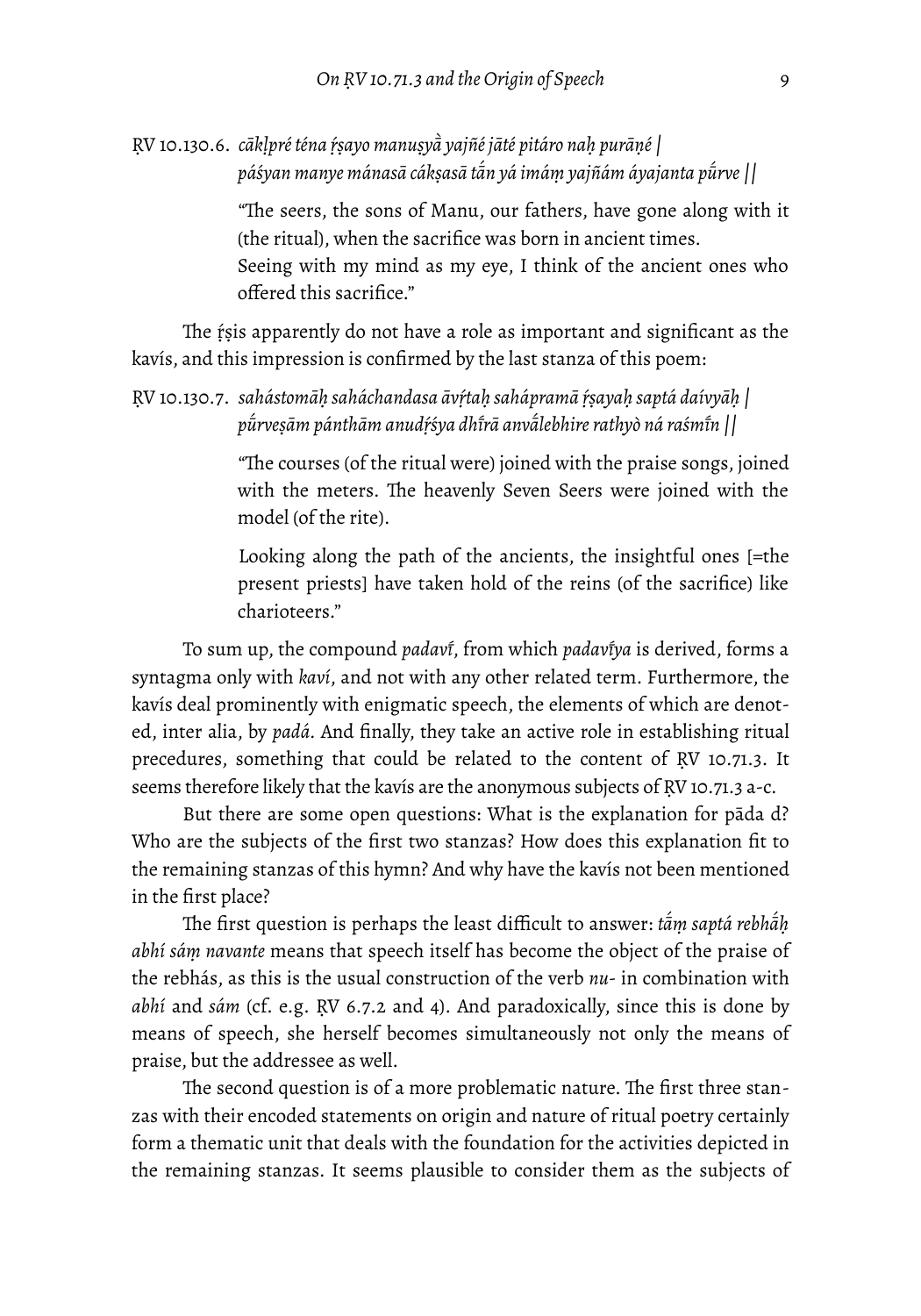ṚV 10.130.6. *cākḷpré téna ŕ̥ṣayo manuṣyā̀ yajñé jāté pitáro naḥ purāṇé | páśyan manye mánasā cákṣasā tā́n yá imáṃ yajñám áyajanta pū́rve ||*

> "The seers, the sons of Manu, our fathers, have gone along with it (the ritual), when the sacrifice was born in ancient times.
> Seeing with my mind as my eye, I think of the ancient ones who offered this sacrifice."

The ŕ̥ṣis apparently do not have a role as important and significant as the kavís, and this impression is confirmed by the last stanza of this poem:

ṚV 10.130.7. *sahástomāḥ saháchandasa āvŕ̥taḥ sahápramā ŕ̥ṣayaḥ saptá daívyāḥ | pū́rveṣām pánthām anudŕ̥śya dhī́rā anvā́lebhire rathyò ná raśmī́n ||*

> "The courses (of the ritual were) joined with the praise songs, joined with the meters. The heavenly Seven Seers were joined with the model (of the rite).
>
> Looking along the path of the ancients, the insightful ones [=the present priests] have taken hold of the reins (of the sacrifice) like charioteers."

To sum up, the compound *padavī́*, from which *padavī́ya* is derived, forms a syntagma only with *kaví*, and not with any other related term. Furthermore, the kavís deal prominently with enigmatic speech, the elements of which are denoted, inter alia, by *padá*. And finally, they take an active role in establishing ritual precedures, something that could be related to the content of ṚV 10.71.3. It seems therefore likely that the kavís are the anonymous subjects of ṚV 10.71.3 a-c.

But there are some open questions: What is the explanation for pāda d? Who are the subjects of the first two stanzas? How does this explanation fit to the remaining stanzas of this hymn? And why have the kavís not been mentioned in the first place?

The first question is perhaps the least difficult to answer: *tā́ṃ saptá rebhā́ḥ abhí sáṃ navante* means that speech itself has become the object of the praise of the rebhás, as this is the usual construction of the verb *nu-* in combination with *abhí* and *sám* (cf. e.g. ṚV 6.7.2 and 4). And paradoxically, since this is done by means of speech, she herself becomes simultaneously not only the means of praise, but the addressee as well.

The second question is of a more problematic nature. The first three stanzas with their encoded statements on origin and nature of ritual poetry certainly form a thematic unit that deals with the foundation for the activities depicted in the remaining stanzas. It seems plausible to consider them as the subjects of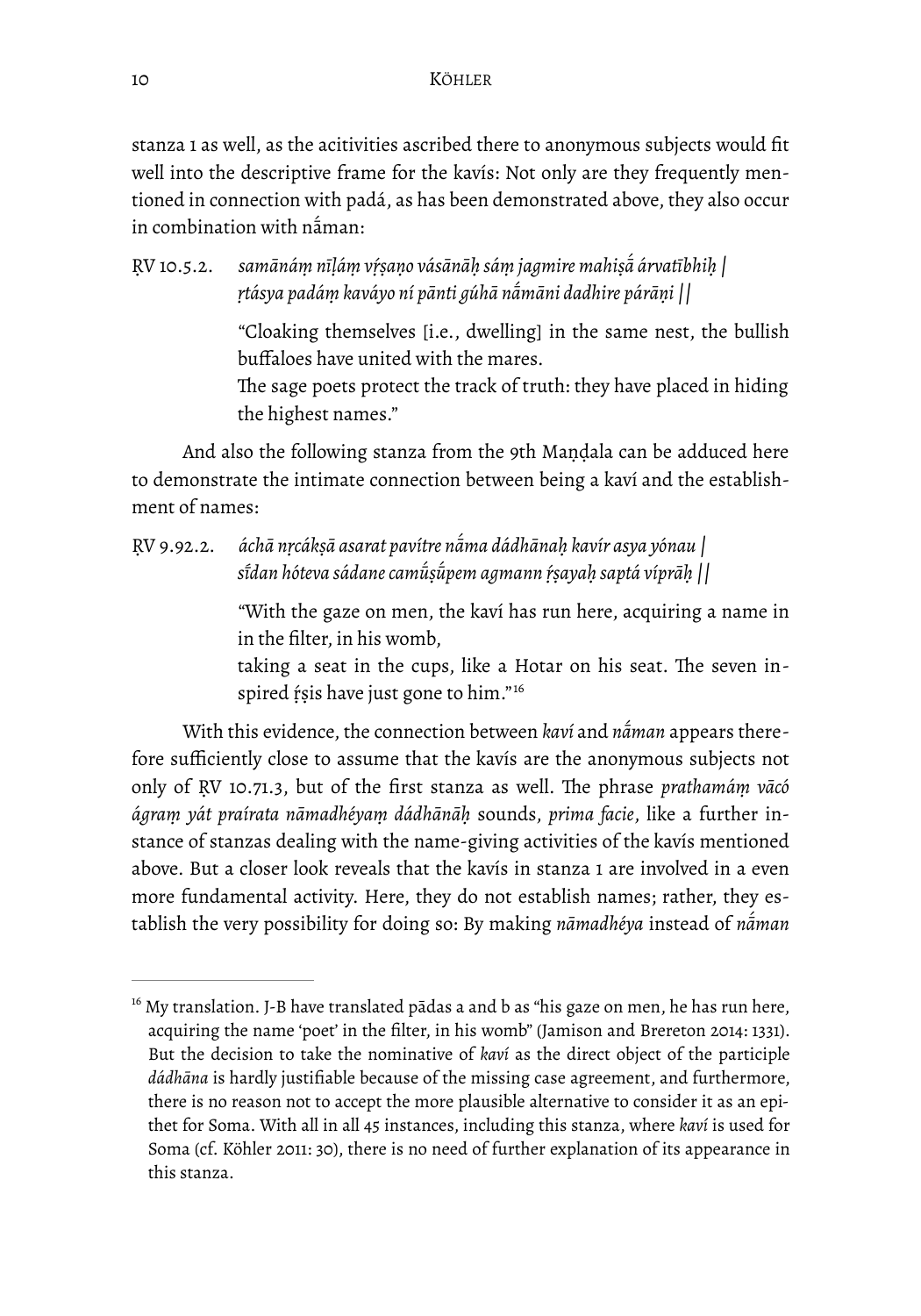stanza 1 as well, as the acitivities ascribed there to anonymous subjects would fit well into the descriptive frame for the kavís: Not only are they frequently mentioned in connection with padá, as has been demonstrated above, they also occur in combination with nā́man:

ṚV 10.5.2. *samānáṃ nīḷáṃ vŕ̥ṣaṇo vásānāḥ sáṃ jagmire mahiṣā́ árvatībhiḥ | ṛtásya padáṃ kaváyo ní pānti gúhā nā́māni dadhire párāṇi ||*

> "Cloaking themselves [i.e., dwelling] in the same nest, the bullish buffaloes have united with the mares.
> The sage poets protect the track of truth: they have placed in hiding the highest names."

And also the following stanza from the 9th Maṇḍala can be adduced here to demonstrate the intimate connection between being a kaví and the establishment of names:

ṚV 9.92.2. *áchā nr̥cákṣā asarat pavítre nā́ma dádhānaḥ kavír asya yónau | sī́dan hóteva sádane camū́ṣū́pem agmann ŕ̥ṣayaḥ saptá víprāḥ ||*

> "With the gaze on men, the kaví has run here, acquiring a name in in the filter, in his womb,
> taking a seat in the cups, like a Hotar on his seat. The seven inspired ŕ̥ṣis have just gone to him."[16]

With this evidence, the connection between *kaví* and *nā́man* appears therefore sufficiently close to assume that the kavís are the anonymous subjects not only of ṚV 10.71.3, but of the first stanza as well. The phrase *prathamáṃ vācó ágraṃ yát praírata nāmadhéyaṃ dádhānāḥ* sounds, *prima facie*, like a further instance of stanzas dealing with the name-giving activities of the kavís mentioned above. But a closer look reveals that the kavís in stanza 1 are involved in a even more fundamental activity. Here, they do not establish names; rather, they establish the very possibility for doing so: By making *nāmadhéya* instead of *nā́man*

---

[16] My translation. J-B have translated pādas a and b as "his gaze on men, he has run here, acquiring the name 'poet' in the filter, in his womb" (Jamison and Brereton 2014: 1331). But the decision to take the nominative of *kaví* as the direct object of the participle *dádhāna* is hardly justifiable because of the missing case agreement, and furthermore, there is no reason not to accept the more plausible alternative to consider it as an epithet for Soma. With all in all 45 instances, including this stanza, where *kaví* is used for Soma (cf. Köhler 2011: 30), there is no need of further explanation of its appearance in this stanza.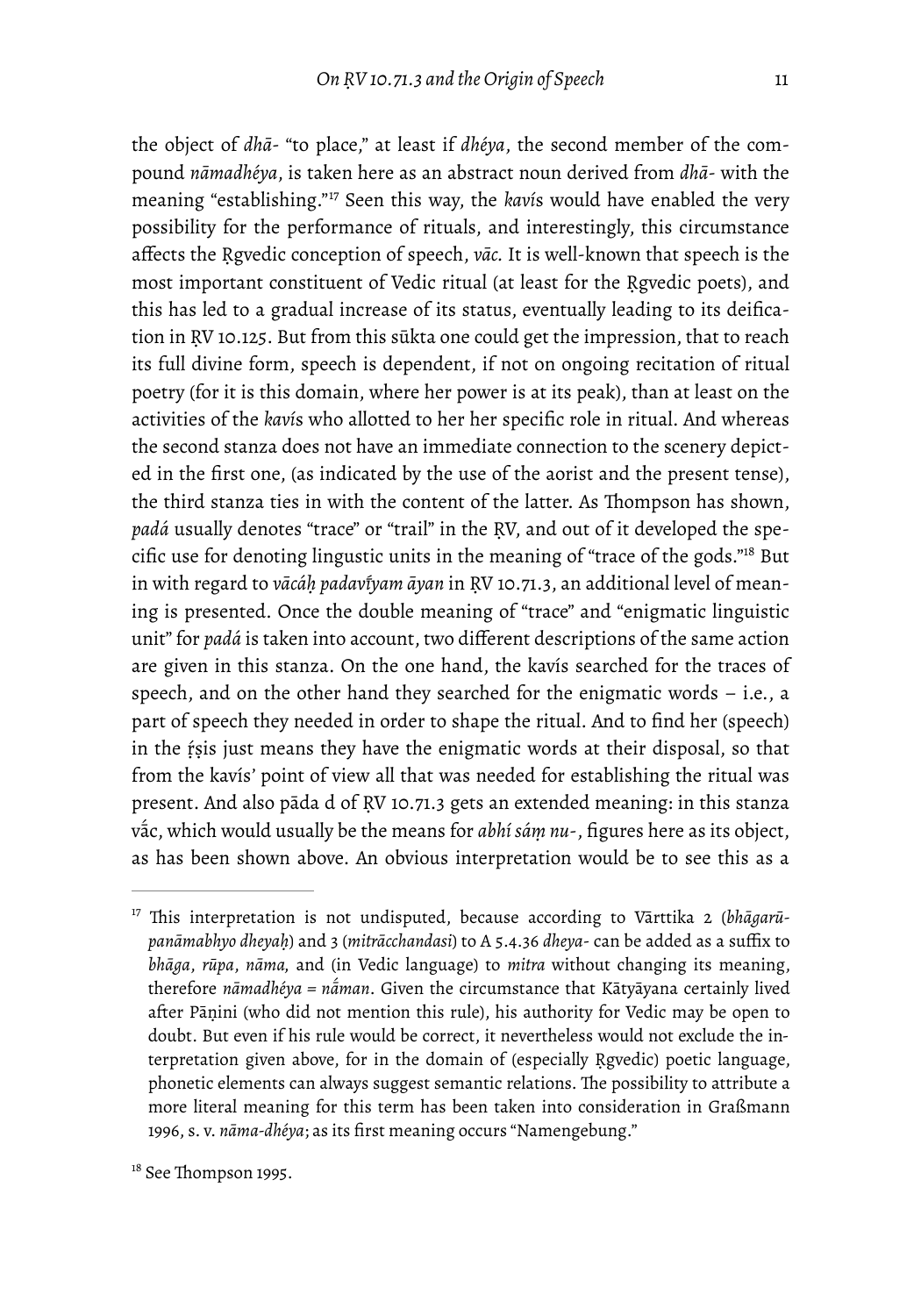the object of *dhā-* "to place," at least if *dhéya*, the second member of the compound *nāmadhéya*, is taken here as an abstract noun derived from *dhā-* with the meaning "establishing."[17] Seen this way, the *kavís* would have enabled the very possibility for the performance of rituals, and interestingly, this circumstance affects the Ṛgvedic conception of speech, *vāc.* It is well-known that speech is the most important constituent of Vedic ritual (at least for the Ṛgvedic poets), and this has led to a gradual increase of its status, eventually leading to its deification in ṚV 10.125. But from this sūkta one could get the impression, that to reach its full divine form, speech is dependent, if not on ongoing recitation of ritual poetry (for it is this domain, where her power is at its peak), than at least on the activities of the *kavís* who allotted to her her specific role in ritual. And whereas the second stanza does not have an immediate connection to the scenery depicted in the first one, (as indicated by the use of the aorist and the present tense), the third stanza ties in with the content of the latter. As Thompson has shown, *padá* usually denotes "trace" or "trail" in the ṚV, and out of it developed the specific use for denoting lingustic units in the meaning of "trace of the gods."[18] But in with regard to *vācáḥ padavī́yam āyan* in ṚV 10.71.3, an additional level of meaning is presented. Once the double meaning of "trace" and "enigmatic linguistic unit" for *padá* is taken into account, two different descriptions of the same action are given in this stanza. On the one hand, the kavís searched for the traces of speech, and on the other hand they searched for the enigmatic words – i.e., a part of speech they needed in order to shape the ritual. And to find her (speech) in the ṛ́ṣis just means they have the enigmatic words at their disposal, so that from the kavís' point of view all that was needed for establishing the ritual was present. And also pāda d of ṚV 10.71.3 gets an extended meaning: in this stanza vā́c, which would usually be the means for *abhí sáṃ nu-*, figures here as its object, as has been shown above. An obvious interpretation would be to see this as a

---

[17] This interpretation is not undisputed, because according to Vārttika 2 (*bhāgarūpanāmabhyo dheyaḥ*) and 3 (*mitrācchandasi*) to A 5.4.36 *dheya-* can be added as a suffix to *bhāga*, *rūpa*, *nāma*, and (in Vedic language) to *mitra* without changing its meaning, therefore *nāmadhéya* = *nā́man*. Given the circumstance that Kātyāyana certainly lived after Pāṇini (who did not mention this rule), his authority for Vedic may be open to doubt. But even if his rule would be correct, it nevertheless would not exclude the interpretation given above, for in the domain of (especially Ṛgvedic) poetic language, phonetic elements can always suggest semantic relations. The possibility to attribute a more literal meaning for this term has been taken into consideration in Graßmann 1996, s. v. *nāma-dhéya*; as its first meaning occurs "Namengebung."

[18] See Thompson 1995.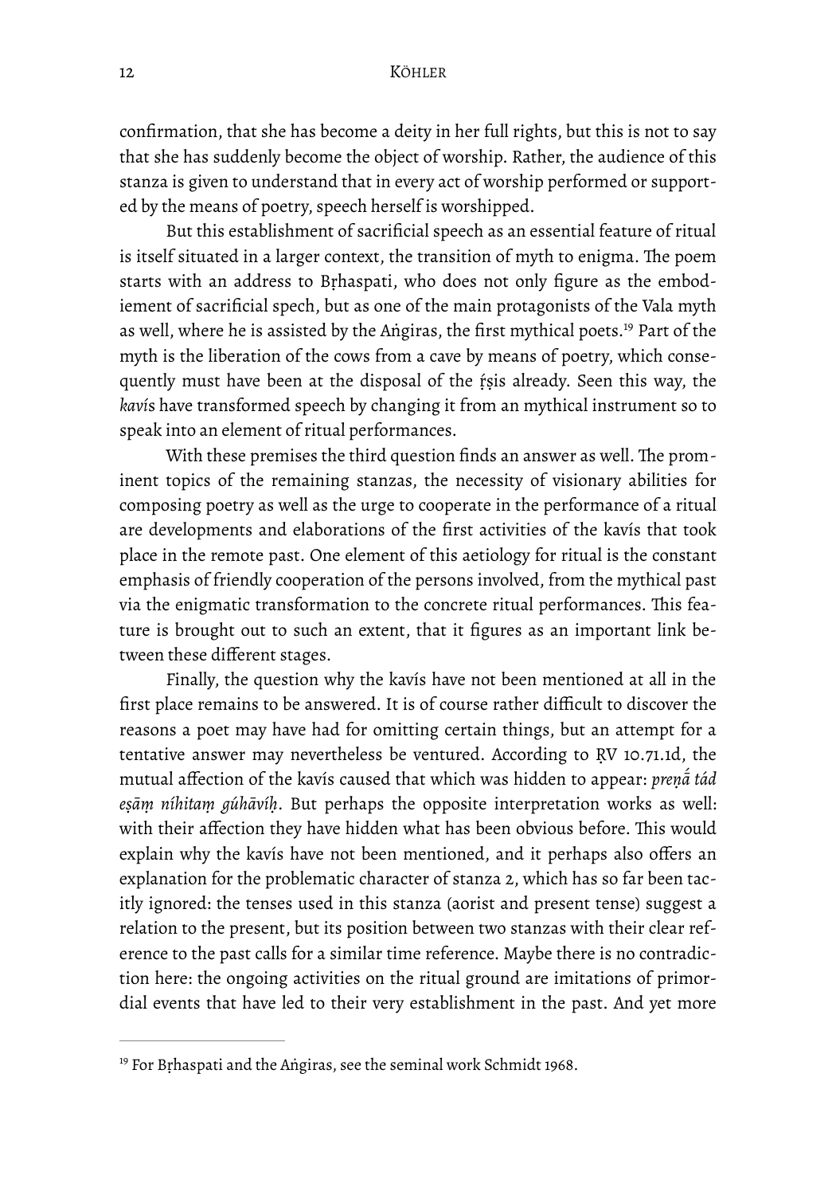confirmation, that she has become a deity in her full rights, but this is not to say that she has suddenly become the object of worship. Rather, the audience of this stanza is given to understand that in every act of worship performed or supported by the means of poetry, speech herself is worshipped.

But this establishment of sacrificial speech as an essential feature of ritual is itself situated in a larger context, the transition of myth to enigma. The poem starts with an address to Bṛhaspati, who does not only figure as the embodiement of sacrificial spech, but as one of the main protagonists of the Vala myth as well, where he is assisted by the Aṅgiras, the first mythical poets.[19] Part of the myth is the liberation of the cows from a cave by means of poetry, which consequently must have been at the disposal of the ṛ́ṣis already. Seen this way, the *kavís* have transformed speech by changing it from an mythical instrument so to speak into an element of ritual performances.

With these premises the third question finds an answer as well. The prominent topics of the remaining stanzas, the necessity of visionary abilities for composing poetry as well as the urge to cooperate in the performance of a ritual are developments and elaborations of the first activities of the kavís that took place in the remote past. One element of this aetiology for ritual is the constant emphasis of friendly cooperation of the persons involved, from the mythical past via the enigmatic transformation to the concrete ritual performances. This feature is brought out to such an extent, that it figures as an important link between these different stages.

Finally, the question why the kavís have not been mentioned at all in the first place remains to be answered. It is of course rather difficult to discover the reasons a poet may have had for omitting certain things, but an attempt for a tentative answer may nevertheless be ventured. According to ṚV 10.71.1d, the mutual affection of the kavís caused that which was hidden to appear: *preṇā́ tád eṣāṃ níhitaṃ gúhāvíḥ*. But perhaps the opposite interpretation works as well: with their affection they have hidden what has been obvious before. This would explain why the kavís have not been mentioned, and it perhaps also offers an explanation for the problematic character of stanza 2, which has so far been tacitly ignored: the tenses used in this stanza (aorist and present tense) suggest a relation to the present, but its position between two stanzas with their clear reference to the past calls for a similar time reference. Maybe there is no contradiction here: the ongoing activities on the ritual ground are imitations of primordial events that have led to their very establishment in the past. And yet more

---

[19] For Bṛhaspati and the Aṅgiras, see the seminal work Schmidt 1968.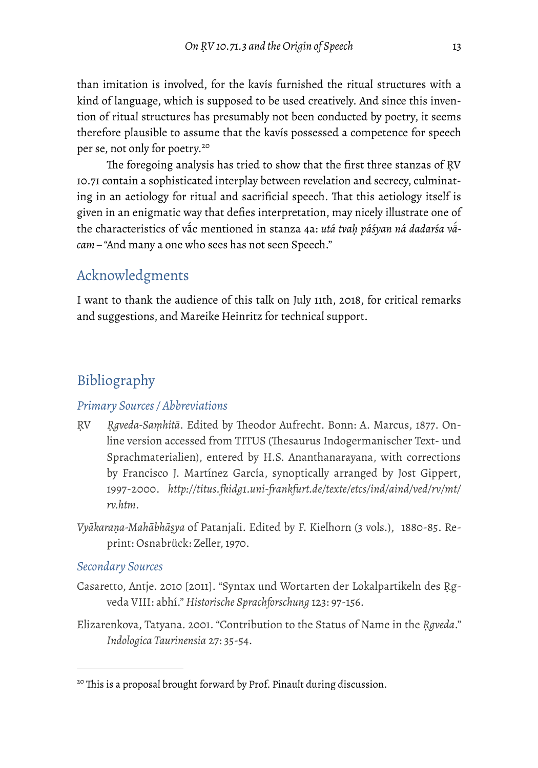than imitation is involved, for the kavís furnished the ritual structures with a kind of language, which is supposed to be used creatively. And since this invention of ritual structures has presumably not been conducted by poetry, it seems therefore plausible to assume that the kavís possessed a competence for speech per se, not only for poetry.[20]

The foregoing analysis has tried to show that the first three stanzas of ṚV 10.71 contain a sophisticated interplay between revelation and secrecy, culminating in an aetiology for ritual and sacrificial speech. That this aetiology itself is given in an enigmatic way that defies interpretation, may nicely illustrate one of the characteristics of vā́c mentioned in stanza 4a: *utá tvaḥ páśyan ná dadarśa vā́cam* – "And many a one who sees has not seen Speech."

## Acknowledgments

I want to thank the audience of this talk on July 11th, 2018, for critical remarks and suggestions, and Mareike Heinritz for technical support.

## Bibliography

### *Primary Sources / Abbreviations*

ṚV *Ṛgveda-Saṃhitā*. Edited by Theodor Aufrecht. Bonn: A. Marcus, 1877. Online version accessed from TITUS (Thesaurus Indogermanischer Text- und Sprachmaterialien), entered by H.S. Ananthanarayana, with corrections by Francisco J. Martínez García, synoptically arranged by Jost Gippert, 1997-2000. *http://titus.fkidg1.uni-frankfurt.de/texte/etcs/ind/aind/ved/rv/mt/rv.htm.*

*Vyākaraṇa-Mahābhāṣya* of Patanjali. Edited by F. Kielhorn (3 vols.), 1880-85. Reprint: Osnabrück: Zeller, 1970.

### *Secondary Sources*

Casaretto, Antje. 2010 [2011]. "Syntax und Wortarten der Lokalpartikeln des Ṛgveda VIII: abhí." *Historische Sprachforschung* 123: 97-156.

Elizarenkova, Tatyana. 2001. "Contribution to the Status of Name in the *Ṛgveda*." *Indologica Taurinensia* 27: 35-54.

---

[20] This is a proposal brought forward by Prof. Pinault during discussion.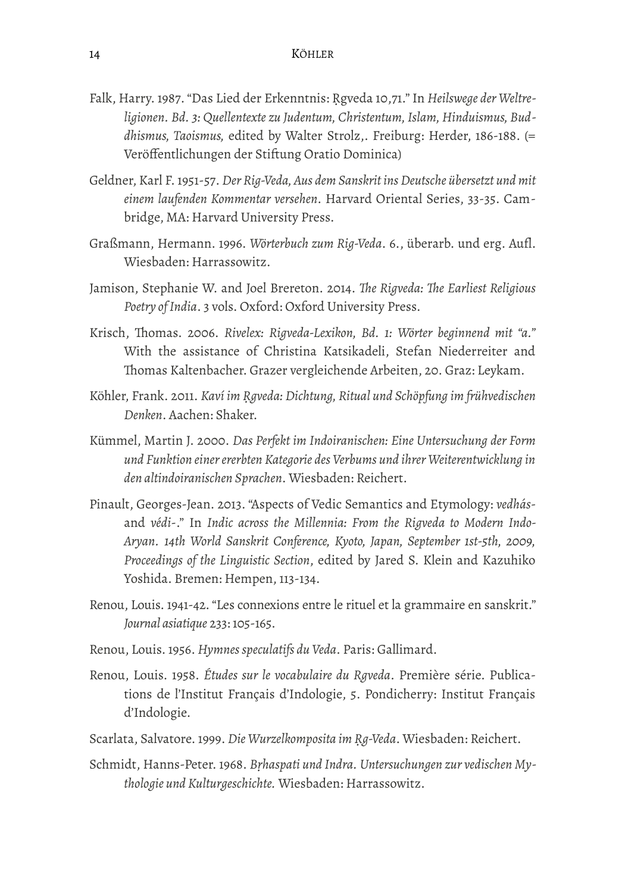Falk, Harry. 1987. "Das Lied der Erkenntnis: Ṛgveda 10,71." In *Heilswege der Weltreligionen. Bd. 3: Quellentexte zu Judentum, Christentum, Islam, Hinduismus, Buddhismus, Taoismus,* edited by Walter Strolz,. Freiburg: Herder, 186-188. (= Veröffentlichungen der Stiftung Oratio Dominica)

Geldner, Karl F. 1951-57. *Der Rig-Veda, Aus dem Sanskrit ins Deutsche übersetzt und mit einem laufenden Kommentar versehen*. Harvard Oriental Series, 33-35. Cambridge, MA: Harvard University Press.

Graßmann, Hermann. 1996. *Wörterbuch zum Rig-Veda*. 6., überarb. und erg. Aufl. Wiesbaden: Harrassowitz.

Jamison, Stephanie W. and Joel Brereton. 2014. *The Rigveda: The Earliest Religious Poetry of India*. 3 vols. Oxford: Oxford University Press.

Krisch, Thomas. 2006. *Rivelex: Rigveda-Lexikon, Bd. 1: Wörter beginnend mit "a."* With the assistance of Christina Katsikadeli, Stefan Niederreiter and Thomas Kaltenbacher. Grazer vergleichende Arbeiten, 20. Graz: Leykam.

Köhler, Frank. 2011. *Kaví im Ṛgveda: Dichtung, Ritual und Schöpfung im frühvedischen Denken*. Aachen: Shaker.

Kümmel, Martin J. 2000. *Das Perfekt im Indoiranischen: Eine Untersuchung der Form und Funktion einer ererbten Kategorie des Verbums und ihrer Weiterentwicklung in den altindoiranischen Sprachen*. Wiesbaden: Reichert.

Pinault, Georges-Jean. 2013. "Aspects of Vedic Semantics and Etymology: *vedhás-* and *védi-*." In *Indic across the Millennia: From the Rigveda to Modern Indo-Aryan. 14th World Sanskrit Conference, Kyoto, Japan, September 1st-5th, 2009, Proceedings of the Linguistic Section*, edited by Jared S. Klein and Kazuhiko Yoshida. Bremen: Hempen, 113-134.

Renou, Louis. 1941-42. "Les connexions entre le rituel et la grammaire en sanskrit." *Journal asiatique* 233: 105-165.

Renou, Louis. 1956. *Hymnes speculatifs du Veda*. Paris: Gallimard.

Renou, Louis. 1958. *Études sur le vocabulaire du Rgveda*. Première série. Publications de l'Institut Français d'Indologie, 5. Pondicherry: Institut Français d'Indologie.

Scarlata, Salvatore. 1999. *Die Wurzelkomposita im Ṛg-Veda*. Wiesbaden: Reichert.

Schmidt, Hanns-Peter. 1968. *Bṛhaspati und Indra. Untersuchungen zur vedischen Mythologie und Kulturgeschichte.* Wiesbaden: Harrassowitz.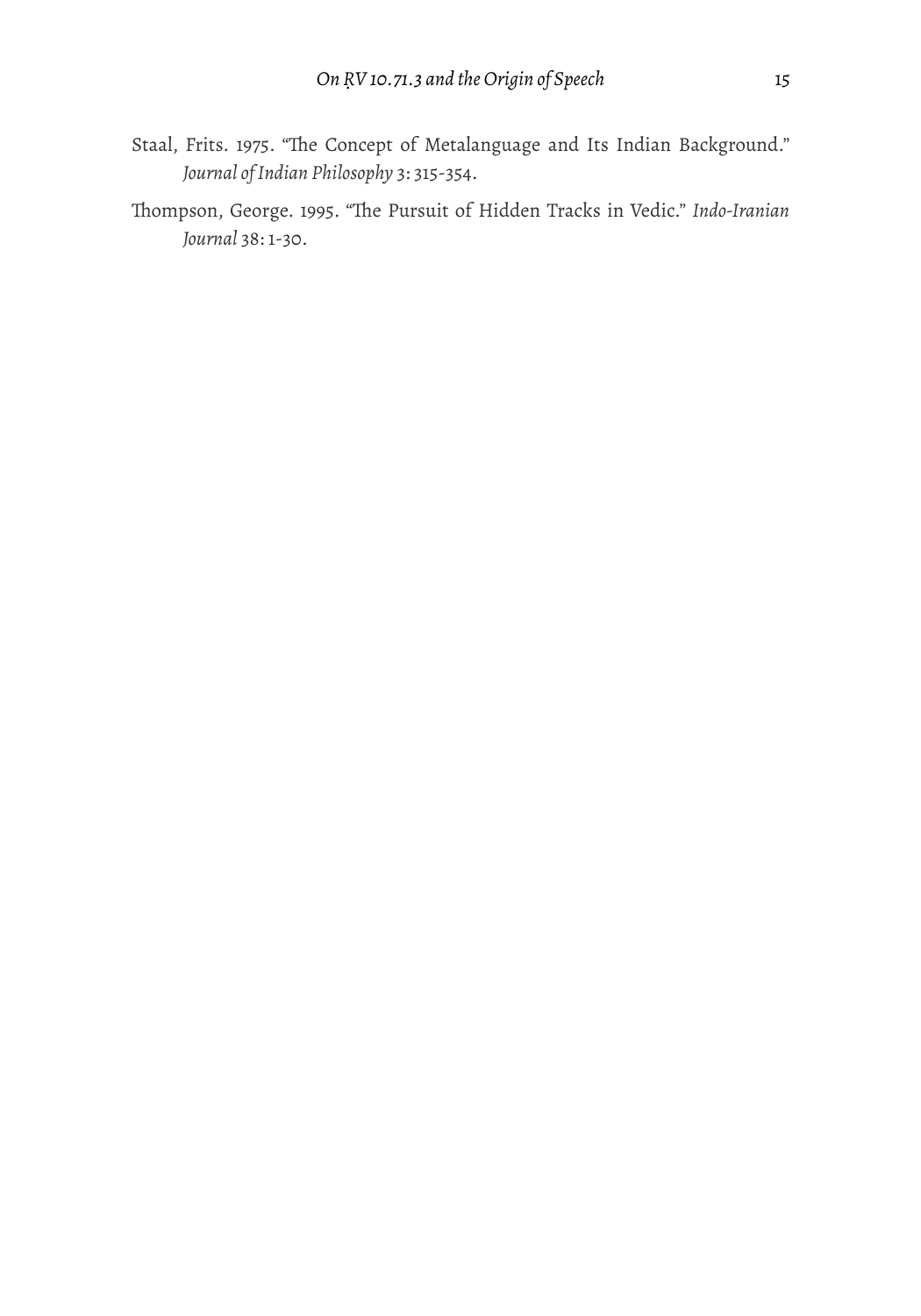Staal, Frits. 1975. “The Concept of Metalanguage and Its Indian Background.” *Journal of Indian Philosophy* 3: 315-354.

Thompson, George. 1995. “The Pursuit of Hidden Tracks in Vedic.” *Indo-Iranian Journal* 38: 1-30.